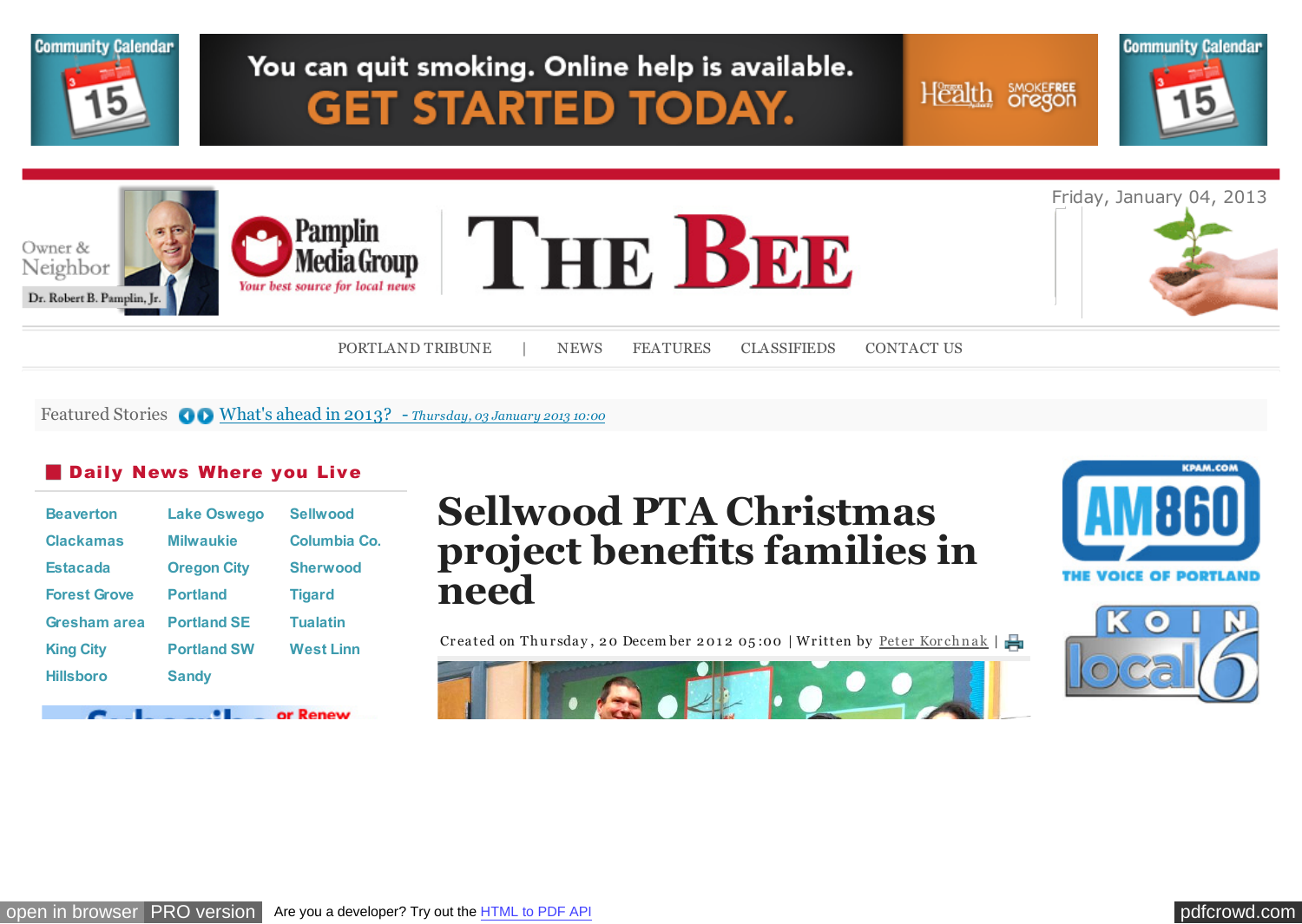Friday, January 04, 2013

PORTLAND TRIBUNE | NEWS FEATURES CLASSIFIEDS CONTACT US

Featured Stories What's ahead in 2013? - *Thursday, 03 January 2013 10:00*

## Daily News Where you Live

Beaverton
Clackamas
Estacada
Forest Grove
Gresham area
King City
Hillsboro
Lake Oswego
Milwaukie
Oregon City
Portland
Portland SE
Portland SW
Sandy
Sellwood
Columbia Co.
Sherwood
Tigard
Tualatin
West Linn

# Sellwood PTA Christmas project benefits families in need

Created on Thursday, 20 December 2012 05:00 | Written by Peter Korchnak |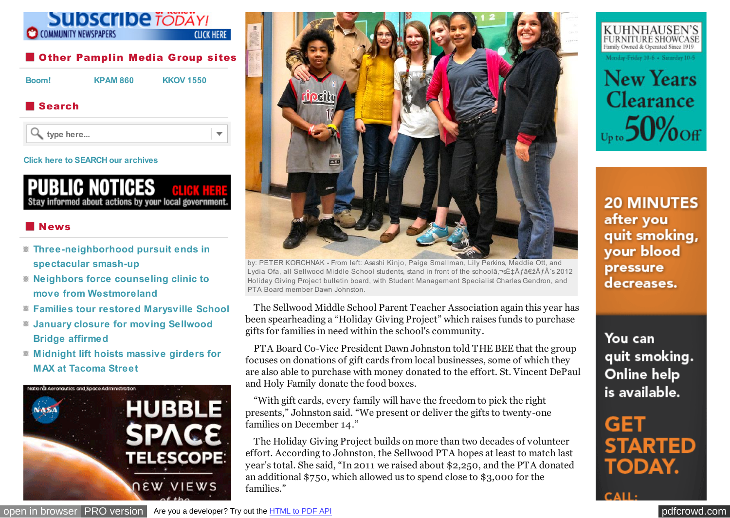## Other Pamplin Media Group sites

Boom! KPAM 860 KKOV 1550

## Search

Click here to SEARCH our archives

## News

- Three-neighborhood pursuit ends in spectacular smash-up
- Neighbors force counseling clinic to move from Westmoreland
- Families tour restored Marysville School
- January closure for moving Sellwood Bridge affirmed
- Midnight lift hoists massive girders for MAX at Tacoma Street

by: PETER KORCHNAK - From left: Asashi Kinjo, Paige Smallman, Lily Perkins, Maddie Ott, and Lydia Ofa, all Sellwood Middle School students, stand in front of the schoolâ,¬sË‡Ã ƒâ€žÃ ƒÂ's 2012 Holiday Giving Project bulletin board, with Student Management Specialist Charles Gendron, and PTA Board member Dawn Johnston.

The Sellwood Middle School Parent Teacher Association again this year has been spearheading a "Holiday Giving Project" which raises funds to purchase gifts for families in need within the school's community.

PTA Board Co-Vice President Dawn Johnston told THE BEE that the group focuses on donations of gift cards from local businesses, some of which they are also able to purchase with money donated to the effort. St. Vincent DePaul and Holy Family donate the food boxes.

"With gift cards, every family will have the freedom to pick the right presents," Johnston said. "We present or deliver the gifts to twenty-one families on December 14."

The Holiday Giving Project builds on more than two decades of volunteer effort. According to Johnston, the Sellwood PTA hopes at least to match last year's total. She said, "In 2011 we raised about $2,250, and the PTA donated an additional $750, which allowed us to spend close to $3,000 for the families."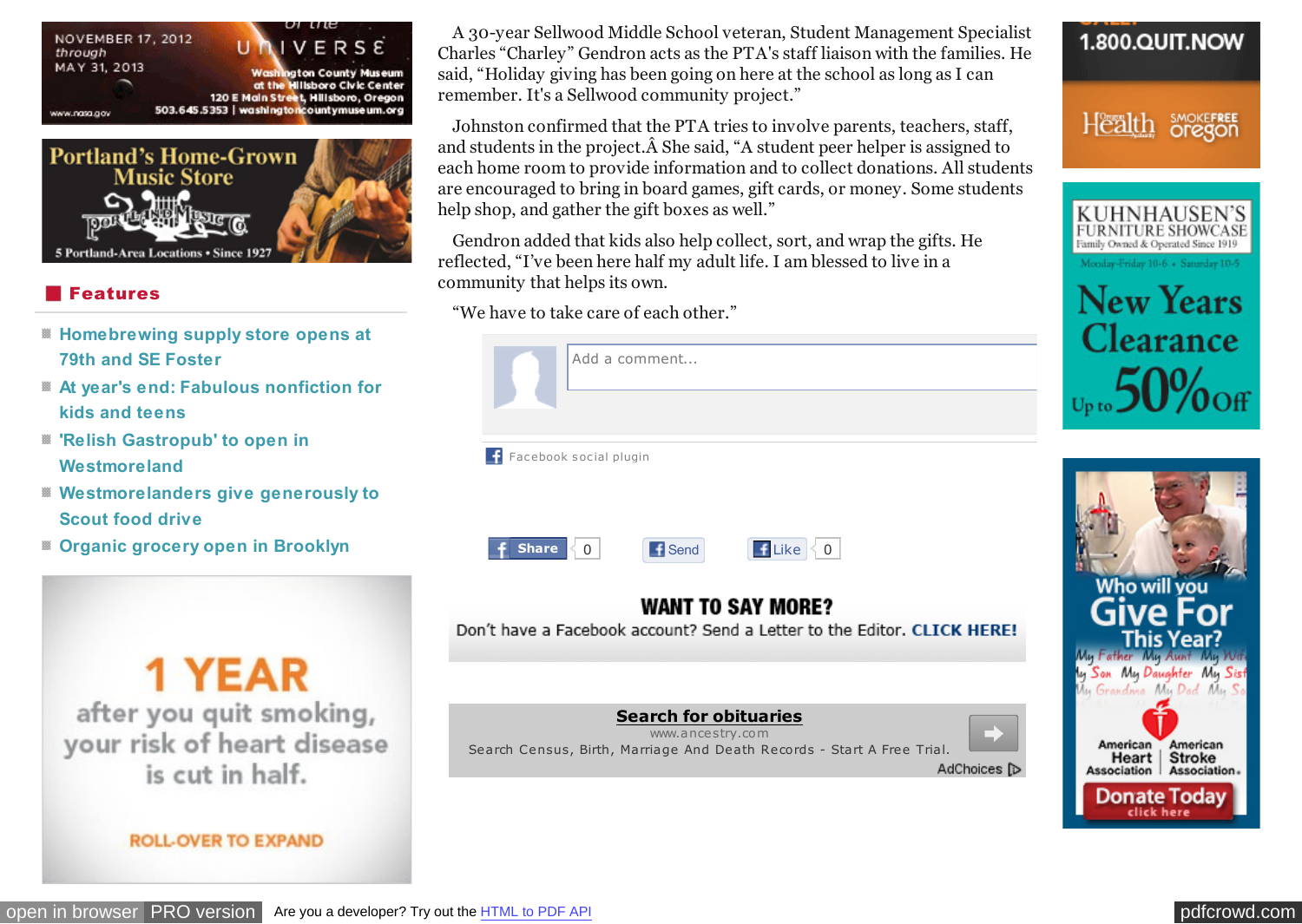A 30-year Sellwood Middle School veteran, Student Management Specialist Charles “Charley” Gendron acts as the PTA's staff liaison with the families. He said, “Holiday giving has been going on here at the school as long as I can remember. It's a Sellwood community project.”

Johnston confirmed that the PTA tries to involve parents, teachers, staff, and students in the project.Â She said, “A student peer helper is assigned to each home room to provide information and to collect donations. All students are encouraged to bring in board games, gift cards, or money. Some students help shop, and gather the gift boxes as well.”

Gendron added that kids also help collect, sort, and wrap the gifts. He reflected, “I’ve been here half my adult life. I am blessed to live in a community that helps its own.

“We have to take care of each other.”

## Features

- Homebrewing supply store opens at 79th and SE Foster
- At year's end: Fabulous nonfiction for kids and teens
- 'Relish Gastropub' to open in Westmoreland
- Westmorelanders give generously to Scout food drive
- Organic grocery open in Brooklyn

**WANT TO SAY MORE?**

Don’t have a Facebook account? Send a Letter to the Editor. **CLICK HERE!**